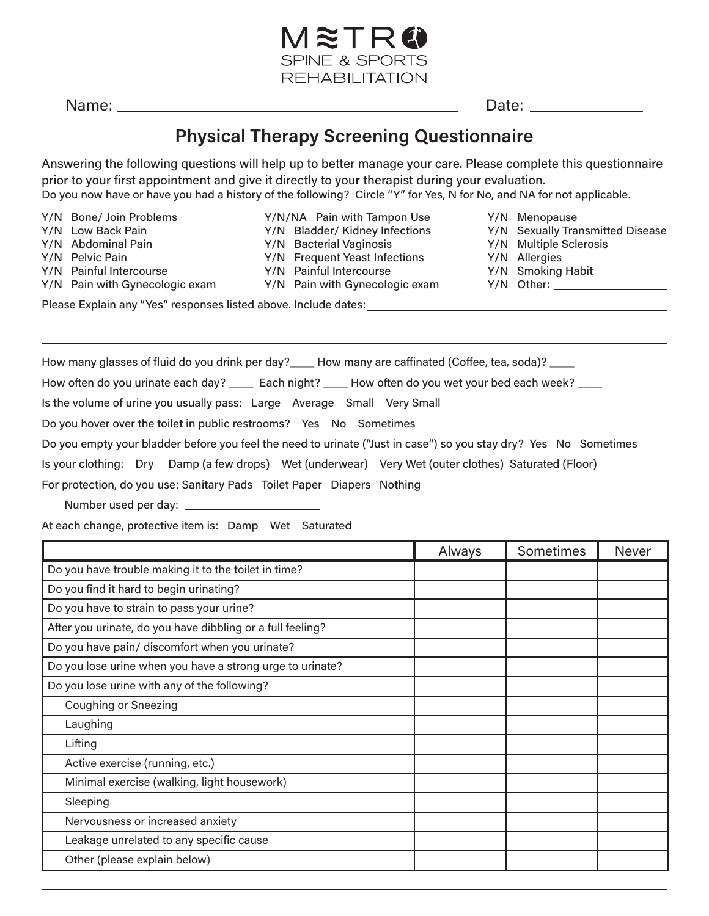METRO
SPINE & SPORTS
REHABILITATION

Name: ______________________________ Date: ______________

## Physical Therapy Screening Questionnaire

Answering the following questions will help up to better manage your care. Please complete this questionnaire prior to your first appointment and give it directly to your therapist during your evaluation.

Do you now have or have you had a history of the following? Circle "Y" for Yes, N for No, and NA for not applicable.

- Y/N Bone/ Join Problems
- Y/N Low Back Pain
- Y/N Abdominal Pain
- Y/N Pelvic Pain
- Y/N Painful Intercourse
- Y/N Pain with Gynecologic exam
- Y/N/NA Pain with Tampon Use
- Y/N Bladder/ Kidney Infections
- Y/N Bacterial Vaginosis
- Y/N Frequent Yeast Infections
- Y/N Painful Intercourse
- Y/N Pain with Gynecologic exam
- Y/N Menopause
- Y/N Sexually Transmitted Disease
- Y/N Multiple Sclerosis
- Y/N Allergies
- Y/N Smoking Habit
- Y/N Other: ______________

Please Explain any "Yes" responses listed above. Include dates: ______________________________

______________________________

______________________________

How many glasses of fluid do you drink per day?____ How many are caffinated (Coffee, tea, soda)? ____

How often do you urinate each day? ____ Each night? ____ How often do you wet your bed each week? ____

Is the volume of urine you usually pass: Large Average Small Very Small

Do you hover over the toilet in public restrooms? Yes No Sometimes

Do you empty your bladder before you feel the need to urinate ("Just in case") so you stay dry? Yes No Sometimes

Is your clothing: Dry Damp (a few drops) Wet (underwear) Very Wet (outer clothes) Saturated (Floor)

For protection, do you use: Sanitary Pads Toilet Paper Diapers Nothing

Number used per day: ______________

At each change, protective item is: Damp Wet Saturated

| | Always | Sometimes | Never |
|---|---|---|---|
| Do you have trouble making it to the toilet in time? | | | |
| Do you find it hard to begin urinating? | | | |
| Do you have to strain to pass your urine? | | | |
| After you urinate, do you have dibbling or a full feeling? | | | |
| Do you have pain/ discomfort when you urinate? | | | |
| Do you lose urine when you have a strong urge to urinate? | | | |
| Do you lose urine with any of the following? | | | |
| Coughing or Sneezing | | | |
| Laughing | | | |
| Lifting | | | |
| Active exercise (running, etc.) | | | |
| Minimal exercise (walking, light housework) | | | |
| Sleeping | | | |
| Nervousness or increased anxiety | | | |
| Leakage unrelated to any specific cause | | | |
| Other (please explain below) | | | |

______________________________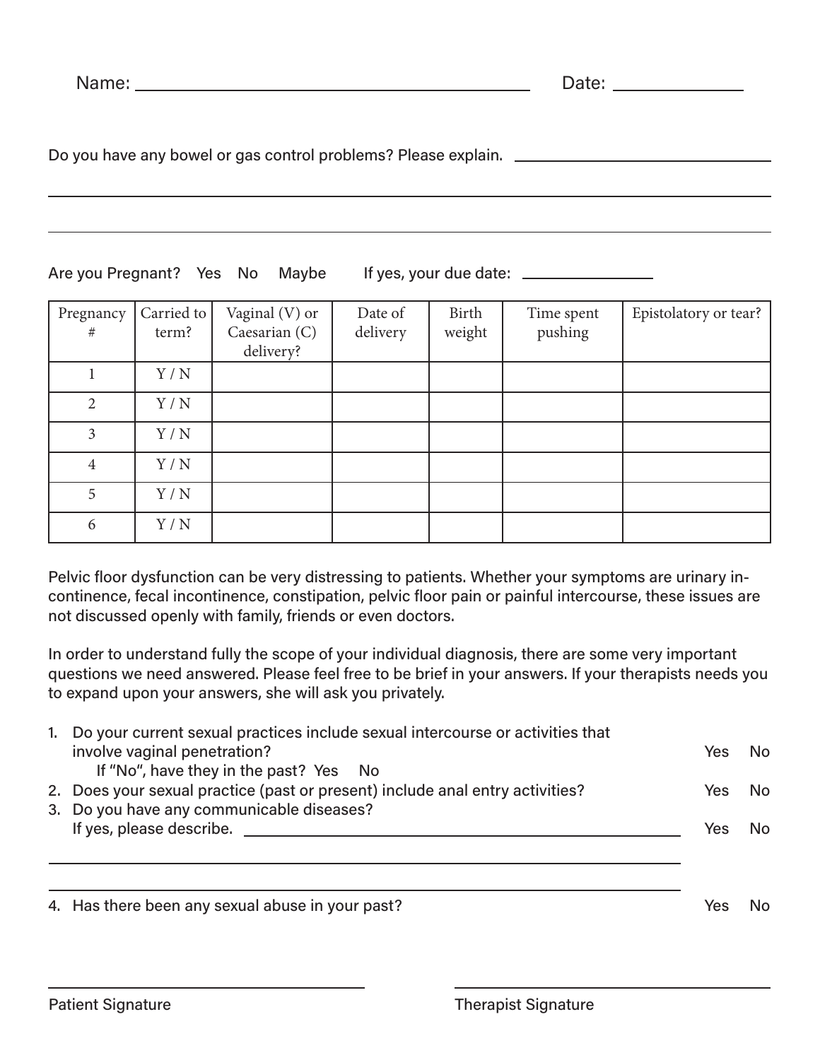Name: ______________________________ Date: ____________

Do you have any bowel or gas control problems? Please explain. ______________________________

______________________________

______________________________

Are you Pregnant? Yes No Maybe If yes, your due date: ____________

| Pregnancy # | Carried to term? | Vaginal (V) or Caesarian (C) delivery? | Date of delivery | Birth weight | Time spent pushing | Epistolatory or tear? |
|---|---|---|---|---|---|---|
| 1 | Y / N | | | | | |
| 2 | Y / N | | | | | |
| 3 | Y / N | | | | | |
| 4 | Y / N | | | | | |
| 5 | Y / N | | | | | |
| 6 | Y / N | | | | | |

Pelvic floor dysfunction can be very distressing to patients. Whether your symptoms are urinary incontinence, fecal incontinence, constipation, pelvic floor pain or painful intercourse, these issues are not discussed openly with family, friends or even doctors.

In order to understand fully the scope of your individual diagnosis, there are some very important questions we need answered. Please feel free to be brief in your answers. If your therapists needs you to expand upon your answers, she will ask you privately.

1. Do your current sexual practices include sexual intercourse or activities that involve vaginal penetration? Yes No
   If "No", have they in the past? Yes No
2. Does your sexual practice (past or present) include anal entry activities? Yes No
3. Do you have any communicable diseases? Yes No
   If yes, please describe. ______________________________

______________________________

______________________________

4. Has there been any sexual abuse in your past? Yes No

______________________________ ______________________________

Patient Signature Therapist Signature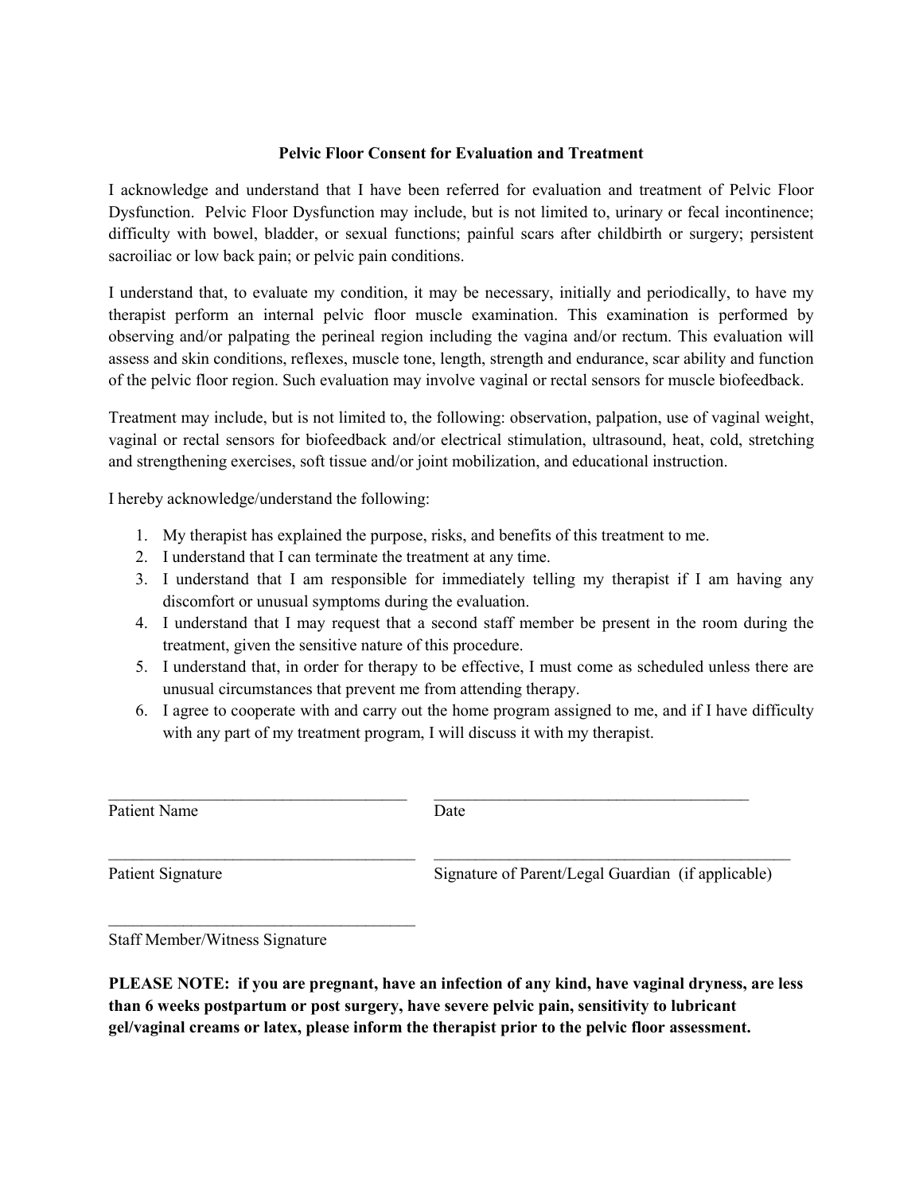**Pelvic Floor Consent for Evaluation and Treatment**

I acknowledge and understand that I have been referred for evaluation and treatment of Pelvic Floor Dysfunction. Pelvic Floor Dysfunction may include, but is not limited to, urinary or fecal incontinence; difficulty with bowel, bladder, or sexual functions; painful scars after childbirth or surgery; persistent sacroiliac or low back pain; or pelvic pain conditions.

I understand that, to evaluate my condition, it may be necessary, initially and periodically, to have my therapist perform an internal pelvic floor muscle examination. This examination is performed by observing and/or palpating the perineal region including the vagina and/or rectum. This evaluation will assess and skin conditions, reflexes, muscle tone, length, strength and endurance, scar ability and function of the pelvic floor region. Such evaluation may involve vaginal or rectal sensors for muscle biofeedback.

Treatment may include, but is not limited to, the following: observation, palpation, use of vaginal weight, vaginal or rectal sensors for biofeedback and/or electrical stimulation, ultrasound, heat, cold, stretching and strengthening exercises, soft tissue and/or joint mobilization, and educational instruction.

I hereby acknowledge/understand the following:

1. My therapist has explained the purpose, risks, and benefits of this treatment to me.
2. I understand that I can terminate the treatment at any time.
3. I understand that I am responsible for immediately telling my therapist if I am having any discomfort or unusual symptoms during the evaluation.
4. I understand that I may request that a second staff member be present in the room during the treatment, given the sensitive nature of this procedure.
5. I understand that, in order for therapy to be effective, I must come as scheduled unless there are unusual circumstances that prevent me from attending therapy.
6. I agree to cooperate with and carry out the home program assigned to me, and if I have difficulty with any part of my treatment program, I will discuss it with my therapist.

_______________________________________ _______________________________________

Patient Name Date

_______________________________________ _______________________________________

Patient Signature Signature of Parent/Legal Guardian (if applicable)

_______________________________________

Staff Member/Witness Signature

**PLEASE NOTE: if you are pregnant, have an infection of any kind, have vaginal dryness, are less than 6 weeks postpartum or post surgery, have severe pelvic pain, sensitivity to lubricant gel/vaginal creams or latex, please inform the therapist prior to the pelvic floor assessment.**